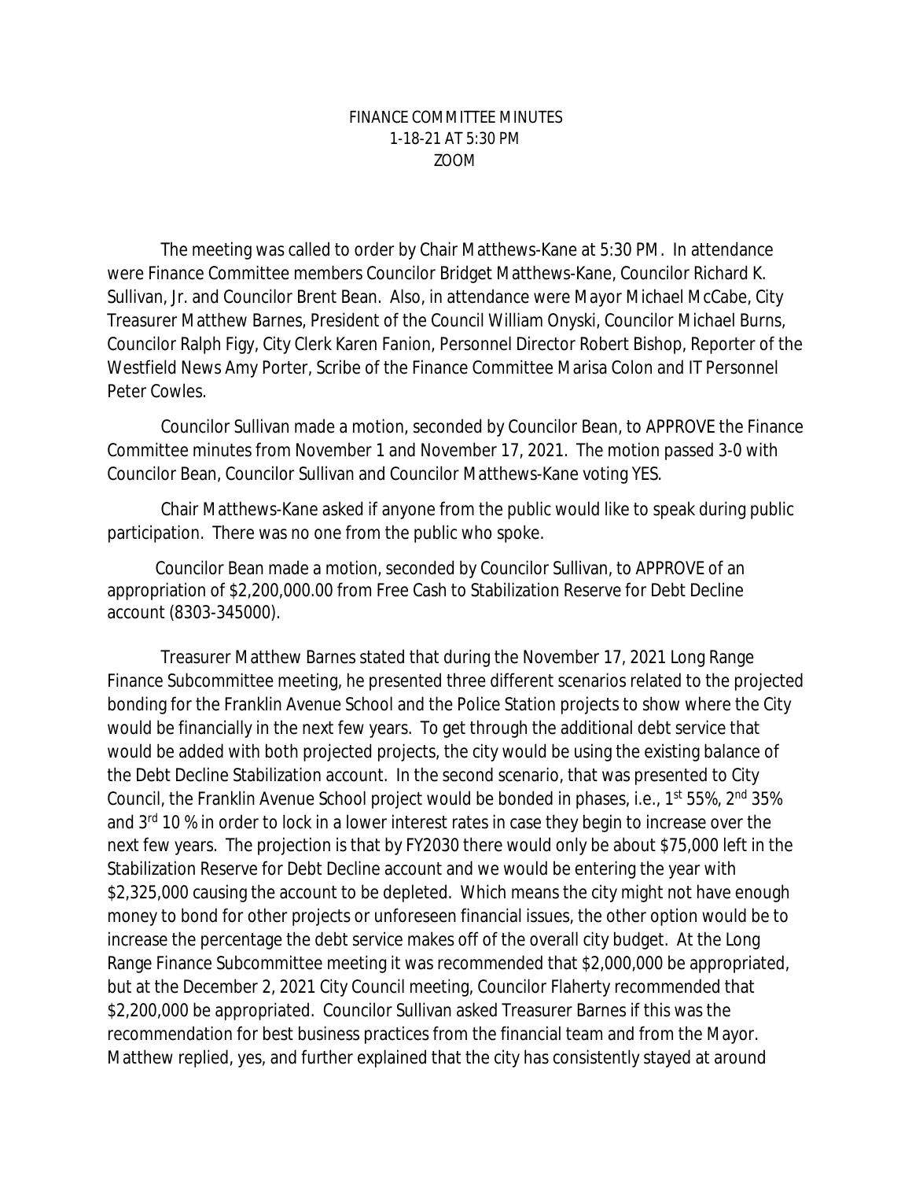FINANCE COMMITTEE MINUTES
1-18-21 AT 5:30 PM
ZOOM

The meeting was called to order by Chair Matthews-Kane at 5:30 PM. In attendance were Finance Committee members Councilor Bridget Matthews-Kane, Councilor Richard K. Sullivan, Jr. and Councilor Brent Bean. Also, in attendance were Mayor Michael McCabe, City Treasurer Matthew Barnes, President of the Council William Onyski, Councilor Michael Burns, Councilor Ralph Figy, City Clerk Karen Fanion, Personnel Director Robert Bishop, Reporter of the Westfield News Amy Porter, Scribe of the Finance Committee Marisa Colon and IT Personnel Peter Cowles.

Councilor Sullivan made a motion, seconded by Councilor Bean, to APPROVE the Finance Committee minutes from November 1 and November 17, 2021. The motion passed 3-0 with Councilor Bean, Councilor Sullivan and Councilor Matthews-Kane voting YES.

Chair Matthews-Kane asked if anyone from the public would like to speak during public participation. There was no one from the public who spoke.

Councilor Bean made a motion, seconded by Councilor Sullivan, to APPROVE of an appropriation of $2,200,000.00 from Free Cash to Stabilization Reserve for Debt Decline account (8303-345000).

Treasurer Matthew Barnes stated that during the November 17, 2021 Long Range Finance Subcommittee meeting, he presented three different scenarios related to the projected bonding for the Franklin Avenue School and the Police Station projects to show where the City would be financially in the next few years. To get through the additional debt service that would be added with both projected projects, the city would be using the existing balance of the Debt Decline Stabilization account. In the second scenario, that was presented to City Council, the Franklin Avenue School project would be bonded in phases, i.e., 1st 55%, 2nd 35% and 3rd 10 % in order to lock in a lower interest rates in case they begin to increase over the next few years. The projection is that by FY2030 there would only be about $75,000 left in the Stabilization Reserve for Debt Decline account and we would be entering the year with $2,325,000 causing the account to be depleted. Which means the city might not have enough money to bond for other projects or unforeseen financial issues, the other option would be to increase the percentage the debt service makes off of the overall city budget. At the Long Range Finance Subcommittee meeting it was recommended that $2,000,000 be appropriated, but at the December 2, 2021 City Council meeting, Councilor Flaherty recommended that $2,200,000 be appropriated. Councilor Sullivan asked Treasurer Barnes if this was the recommendation for best business practices from the financial team and from the Mayor. Matthew replied, yes, and further explained that the city has consistently stayed at around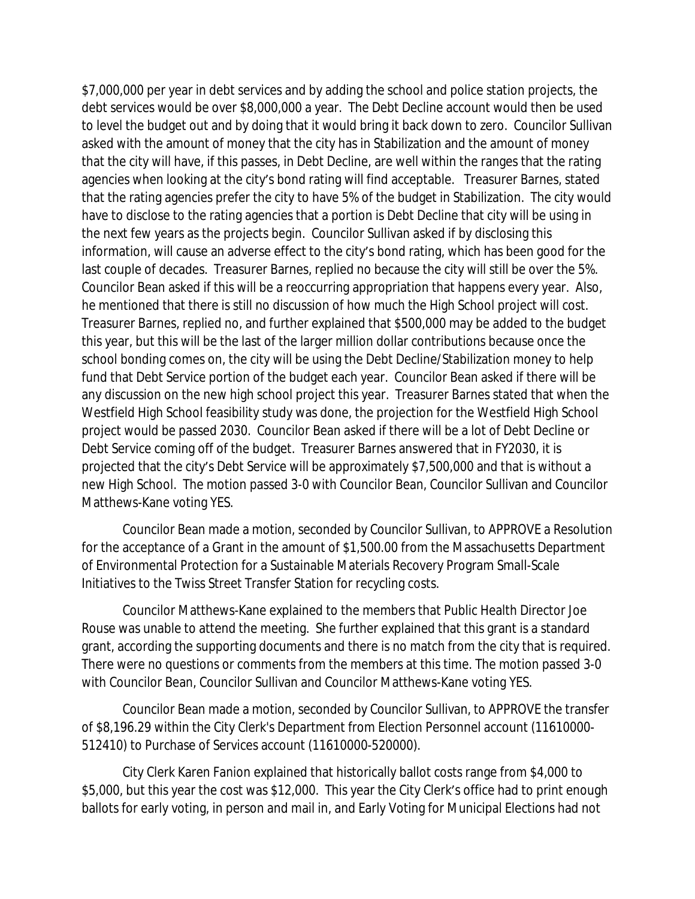$7,000,000 per year in debt services and by adding the school and police station projects, the debt services would be over $8,000,000 a year. The Debt Decline account would then be used to level the budget out and by doing that it would bring it back down to zero. Councilor Sullivan asked with the amount of money that the city has in Stabilization and the amount of money that the city will have, if this passes, in Debt Decline, are well within the ranges that the rating agencies when looking at the city's bond rating will find acceptable. Treasurer Barnes, stated that the rating agencies prefer the city to have 5% of the budget in Stabilization. The city would have to disclose to the rating agencies that a portion is Debt Decline that city will be using in the next few years as the projects begin. Councilor Sullivan asked if by disclosing this information, will cause an adverse effect to the city's bond rating, which has been good for the last couple of decades. Treasurer Barnes, replied no because the city will still be over the 5%. Councilor Bean asked if this will be a reoccurring appropriation that happens every year. Also, he mentioned that there is still no discussion of how much the High School project will cost. Treasurer Barnes, replied no, and further explained that $500,000 may be added to the budget this year, but this will be the last of the larger million dollar contributions because once the school bonding comes on, the city will be using the Debt Decline/Stabilization money to help fund that Debt Service portion of the budget each year. Councilor Bean asked if there will be any discussion on the new high school project this year. Treasurer Barnes stated that when the Westfield High School feasibility study was done, the projection for the Westfield High School project would be passed 2030. Councilor Bean asked if there will be a lot of Debt Decline or Debt Service coming off of the budget. Treasurer Barnes answered that in FY2030, it is projected that the city's Debt Service will be approximately $7,500,000 and that is without a new High School. The motion passed 3-0 with Councilor Bean, Councilor Sullivan and Councilor Matthews-Kane voting YES.

Councilor Bean made a motion, seconded by Councilor Sullivan, to APPROVE a Resolution for the acceptance of a Grant in the amount of $1,500.00 from the Massachusetts Department of Environmental Protection for a Sustainable Materials Recovery Program Small-Scale Initiatives to the Twiss Street Transfer Station for recycling costs.

Councilor Matthews-Kane explained to the members that Public Health Director Joe Rouse was unable to attend the meeting. She further explained that this grant is a standard grant, according the supporting documents and there is no match from the city that is required. There were no questions or comments from the members at this time. The motion passed 3-0 with Councilor Bean, Councilor Sullivan and Councilor Matthews-Kane voting YES.

Councilor Bean made a motion, seconded by Councilor Sullivan, to APPROVE the transfer of $8,196.29 within the City Clerk's Department from Election Personnel account (11610000-512410) to Purchase of Services account (11610000-520000).

City Clerk Karen Fanion explained that historically ballot costs range from $4,000 to $5,000, but this year the cost was $12,000. This year the City Clerk's office had to print enough ballots for early voting, in person and mail in, and Early Voting for Municipal Elections had not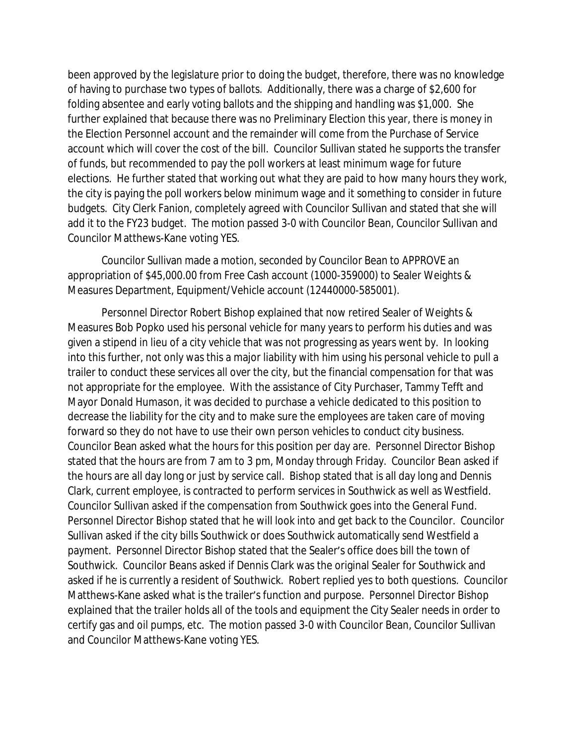been approved by the legislature prior to doing the budget, therefore, there was no knowledge of having to purchase two types of ballots. Additionally, there was a charge of $2,600 for folding absentee and early voting ballots and the shipping and handling was $1,000. She further explained that because there was no Preliminary Election this year, there is money in the Election Personnel account and the remainder will come from the Purchase of Service account which will cover the cost of the bill. Councilor Sullivan stated he supports the transfer of funds, but recommended to pay the poll workers at least minimum wage for future elections. He further stated that working out what they are paid to how many hours they work, the city is paying the poll workers below minimum wage and it something to consider in future budgets. City Clerk Fanion, completely agreed with Councilor Sullivan and stated that she will add it to the FY23 budget. The motion passed 3-0 with Councilor Bean, Councilor Sullivan and Councilor Matthews-Kane voting YES.

Councilor Sullivan made a motion, seconded by Councilor Bean to APPROVE an appropriation of $45,000.00 from Free Cash account (1000-359000) to Sealer Weights & Measures Department, Equipment/Vehicle account (12440000-585001).

Personnel Director Robert Bishop explained that now retired Sealer of Weights & Measures Bob Popko used his personal vehicle for many years to perform his duties and was given a stipend in lieu of a city vehicle that was not progressing as years went by. In looking into this further, not only was this a major liability with him using his personal vehicle to pull a trailer to conduct these services all over the city, but the financial compensation for that was not appropriate for the employee. With the assistance of City Purchaser, Tammy Tefft and Mayor Donald Humason, it was decided to purchase a vehicle dedicated to this position to decrease the liability for the city and to make sure the employees are taken care of moving forward so they do not have to use their own person vehicles to conduct city business. Councilor Bean asked what the hours for this position per day are. Personnel Director Bishop stated that the hours are from 7 am to 3 pm, Monday through Friday. Councilor Bean asked if the hours are all day long or just by service call. Bishop stated that is all day long and Dennis Clark, current employee, is contracted to perform services in Southwick as well as Westfield. Councilor Sullivan asked if the compensation from Southwick goes into the General Fund. Personnel Director Bishop stated that he will look into and get back to the Councilor. Councilor Sullivan asked if the city bills Southwick or does Southwick automatically send Westfield a payment. Personnel Director Bishop stated that the Sealer's office does bill the town of Southwick. Councilor Beans asked if Dennis Clark was the original Sealer for Southwick and asked if he is currently a resident of Southwick. Robert replied yes to both questions. Councilor Matthews-Kane asked what is the trailer's function and purpose. Personnel Director Bishop explained that the trailer holds all of the tools and equipment the City Sealer needs in order to certify gas and oil pumps, etc. The motion passed 3-0 with Councilor Bean, Councilor Sullivan and Councilor Matthews-Kane voting YES.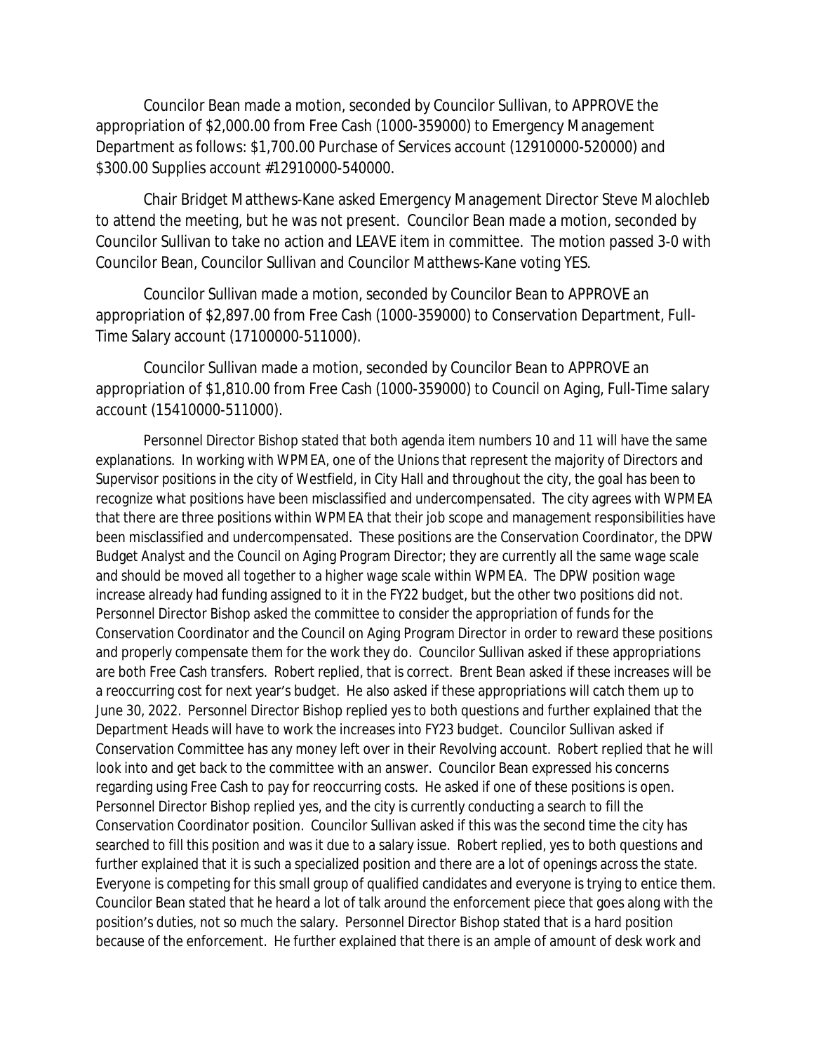Councilor Bean made a motion, seconded by Councilor Sullivan, to APPROVE the appropriation of $2,000.00 from Free Cash (1000-359000) to Emergency Management Department as follows: $1,700.00 Purchase of Services account (12910000-520000) and $300.00 Supplies account #12910000-540000.

Chair Bridget Matthews-Kane asked Emergency Management Director Steve Malochleb to attend the meeting, but he was not present. Councilor Bean made a motion, seconded by Councilor Sullivan to take no action and LEAVE item in committee. The motion passed 3-0 with Councilor Bean, Councilor Sullivan and Councilor Matthews-Kane voting YES.

Councilor Sullivan made a motion, seconded by Councilor Bean to APPROVE an appropriation of $2,897.00 from Free Cash (1000-359000) to Conservation Department, Full-Time Salary account (17100000-511000).

Councilor Sullivan made a motion, seconded by Councilor Bean to APPROVE an appropriation of $1,810.00 from Free Cash (1000-359000) to Council on Aging, Full-Time salary account (15410000-511000).

Personnel Director Bishop stated that both agenda item numbers 10 and 11 will have the same explanations. In working with WPMEA, one of the Unions that represent the majority of Directors and Supervisor positions in the city of Westfield, in City Hall and throughout the city, the goal has been to recognize what positions have been misclassified and undercompensated. The city agrees with WPMEA that there are three positions within WPMEA that their job scope and management responsibilities have been misclassified and undercompensated. These positions are the Conservation Coordinator, the DPW Budget Analyst and the Council on Aging Program Director; they are currently all the same wage scale and should be moved all together to a higher wage scale within WPMEA. The DPW position wage increase already had funding assigned to it in the FY22 budget, but the other two positions did not. Personnel Director Bishop asked the committee to consider the appropriation of funds for the Conservation Coordinator and the Council on Aging Program Director in order to reward these positions and properly compensate them for the work they do. Councilor Sullivan asked if these appropriations are both Free Cash transfers. Robert replied, that is correct. Brent Bean asked if these increases will be a reoccurring cost for next year's budget. He also asked if these appropriations will catch them up to June 30, 2022. Personnel Director Bishop replied yes to both questions and further explained that the Department Heads will have to work the increases into FY23 budget. Councilor Sullivan asked if Conservation Committee has any money left over in their Revolving account. Robert replied that he will look into and get back to the committee with an answer. Councilor Bean expressed his concerns regarding using Free Cash to pay for reoccurring costs. He asked if one of these positions is open. Personnel Director Bishop replied yes, and the city is currently conducting a search to fill the Conservation Coordinator position. Councilor Sullivan asked if this was the second time the city has searched to fill this position and was it due to a salary issue. Robert replied, yes to both questions and further explained that it is such a specialized position and there are a lot of openings across the state. Everyone is competing for this small group of qualified candidates and everyone is trying to entice them. Councilor Bean stated that he heard a lot of talk around the enforcement piece that goes along with the position's duties, not so much the salary. Personnel Director Bishop stated that is a hard position because of the enforcement. He further explained that there is an ample of amount of desk work and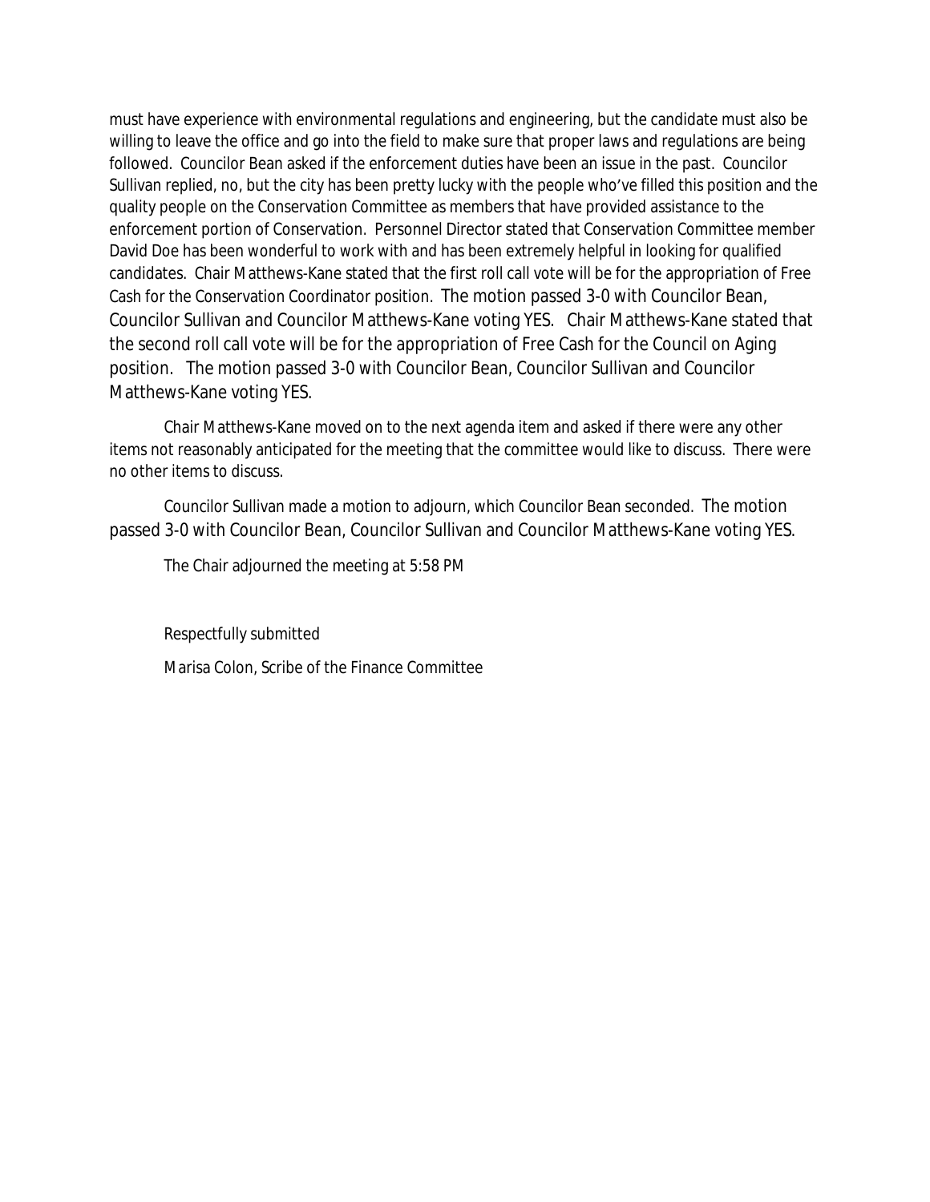must have experience with environmental regulations and engineering, but the candidate must also be willing to leave the office and go into the field to make sure that proper laws and regulations are being followed. Councilor Bean asked if the enforcement duties have been an issue in the past. Councilor Sullivan replied, no, but the city has been pretty lucky with the people who've filled this position and the quality people on the Conservation Committee as members that have provided assistance to the enforcement portion of Conservation. Personnel Director stated that Conservation Committee member David Doe has been wonderful to work with and has been extremely helpful in looking for qualified candidates. Chair Matthews-Kane stated that the first roll call vote will be for the appropriation of Free Cash for the Conservation Coordinator position. The motion passed 3-0 with Councilor Bean, Councilor Sullivan and Councilor Matthews-Kane voting YES. Chair Matthews-Kane stated that the second roll call vote will be for the appropriation of Free Cash for the Council on Aging position. The motion passed 3-0 with Councilor Bean, Councilor Sullivan and Councilor Matthews-Kane voting YES.

Chair Matthews-Kane moved on to the next agenda item and asked if there were any other items not reasonably anticipated for the meeting that the committee would like to discuss. There were no other items to discuss.

Councilor Sullivan made a motion to adjourn, which Councilor Bean seconded. The motion passed 3-0 with Councilor Bean, Councilor Sullivan and Councilor Matthews-Kane voting YES.

The Chair adjourned the meeting at 5:58 PM

Respectfully submitted

Marisa Colon, Scribe of the Finance Committee